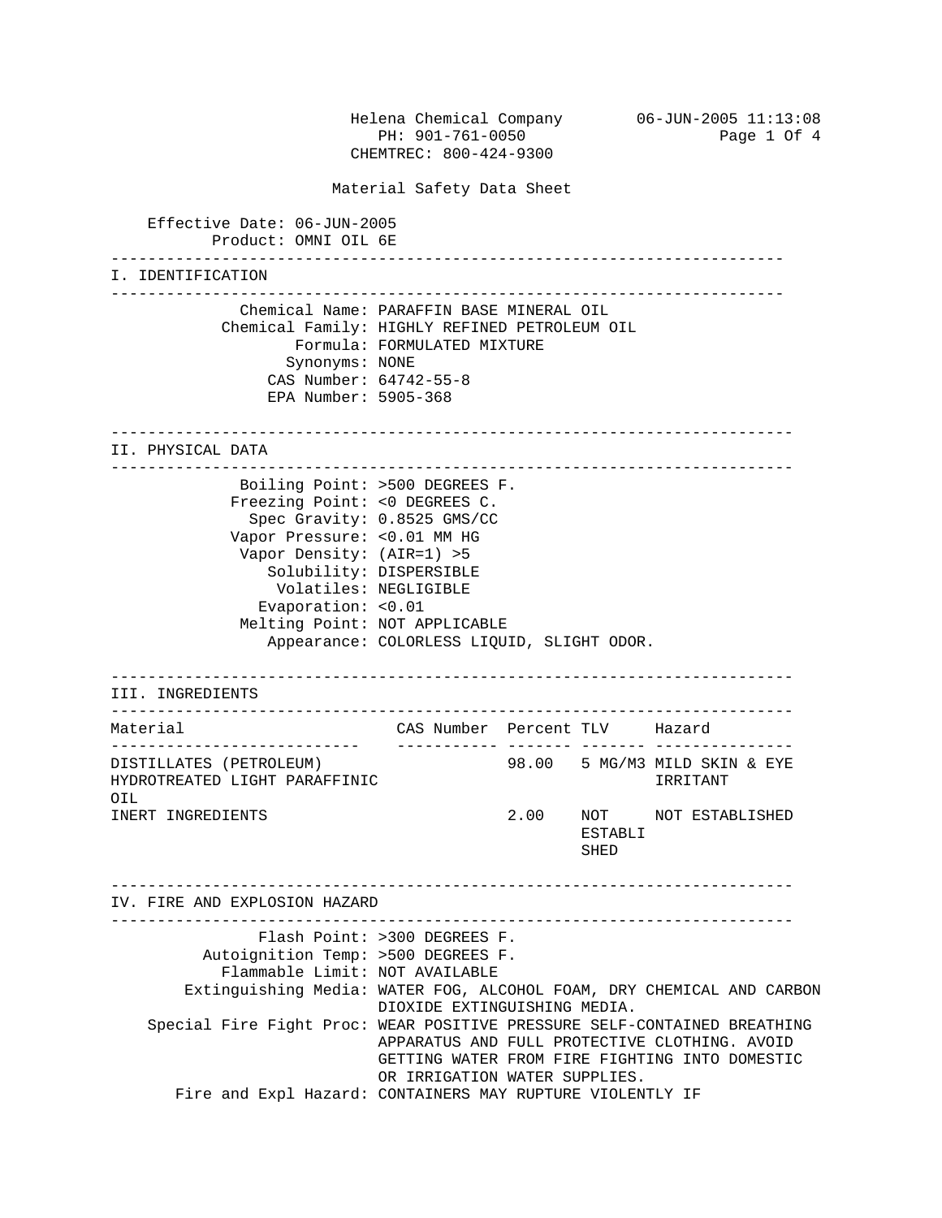Helena Chemical Company
PH: 901-761-0050
CHEMTREC: 800-424-9300

06-JUN-2005 11:13:08

# Material Safety Data Sheet

Effective Date: 06-JUN-2005
Product: OMNI OIL 6E

## I. IDENTIFICATION

Chemical Name: PARAFFIN BASE MINERAL OIL
Chemical Family: HIGHLY REFINED PETROLEUM OIL
Formula: FORMULATED MIXTURE
Synonyms: NONE
CAS Number: 64742-55-8
EPA Number: 5905-368

## II. PHYSICAL DATA

Boiling Point: >500 DEGREES F.
Freezing Point: <0 DEGREES C.
Spec Gravity: 0.8525 GMS/CC
Vapor Pressure: <0.01 MM HG
Vapor Density: (AIR=1) >5
Solubility: DISPERSIBLE
Volatiles: NEGLIGIBLE
Evaporation: <0.01
Melting Point: NOT APPLICABLE
Appearance: COLORLESS LIQUID, SLIGHT ODOR.

## III. INGREDIENTS

| Material | CAS Number | Percent | TLV | Hazard |
|---|---|---|---|---|
| DISTILLATES (PETROLEUM) HYDROTREATED LIGHT PARAFFINIC OIL | | 98.00 | 5 MG/M3 | MILD SKIN & EYE IRRITANT |
| INERT INGREDIENTS | | 2.00 | NOT ESTABLISHED | NOT ESTABLISHED |

## IV. FIRE AND EXPLOSION HAZARD

Flash Point: >300 DEGREES F.
Autoignition Temp: >500 DEGREES F.
Flammable Limit: NOT AVAILABLE
Extinguishing Media: WATER FOG, ALCOHOL FOAM, DRY CHEMICAL AND CARBON DIOXIDE EXTINGUISHING MEDIA.
Special Fire Fight Proc: WEAR POSITIVE PRESSURE SELF-CONTAINED BREATHING APPARATUS AND FULL PROTECTIVE CLOTHING. AVOID GETTING WATER FROM FIRE FIGHTING INTO DOMESTIC OR IRRIGATION WATER SUPPLIES.
Fire and Expl Hazard: CONTAINERS MAY RUPTURE VIOLENTLY IF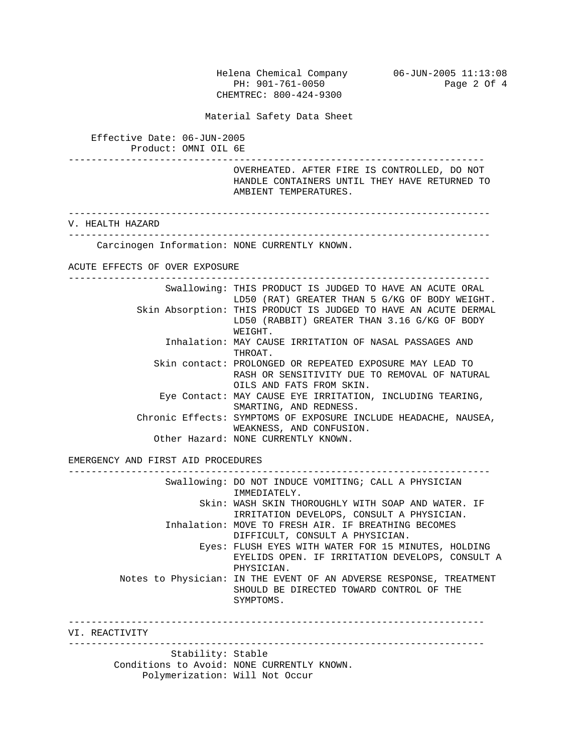Material Safety Data Sheet

Effective Date: 06-JUN-2005
Product: OMNI OIL 6E

OVERHEATED. AFTER FIRE IS CONTROLLED, DO NOT HANDLE CONTAINERS UNTIL THEY HAVE RETURNED TO AMBIENT TEMPERATURES.

## V. HEALTH HAZARD

Carcinogen Information: NONE CURRENTLY KNOWN.

### ACUTE EFFECTS OF OVER EXPOSURE

**Swallowing:** THIS PRODUCT IS JUDGED TO HAVE AN ACUTE ORAL LD50 (RAT) GREATER THAN 5 G/KG OF BODY WEIGHT.

**Skin Absorption:** THIS PRODUCT IS JUDGED TO HAVE AN ACUTE DERMAL LD50 (RABBIT) GREATER THAN 3.16 G/KG OF BODY WEIGHT.

**Inhalation:** MAY CAUSE IRRITATION OF NASAL PASSAGES AND THROAT.

**Skin contact:** PROLONGED OR REPEATED EXPOSURE MAY LEAD TO RASH OR SENSITIVITY DUE TO REMOVAL OF NATURAL OILS AND FATS FROM SKIN.

**Eye Contact:** MAY CAUSE EYE IRRITATION, INCLUDING TEARING, SMARTING, AND REDNESS.

**Chronic Effects:** SYMPTOMS OF EXPOSURE INCLUDE HEADACHE, NAUSEA, WEAKNESS, AND CONFUSION.

**Other Hazard:** NONE CURRENTLY KNOWN.

### EMERGENCY AND FIRST AID PROCEDURES

**Swallowing:** DO NOT INDUCE VOMITING; CALL A PHYSICIAN IMMEDIATELY.

**Skin:** WASH SKIN THOROUGHLY WITH SOAP AND WATER. IF IRRITATION DEVELOPS, CONSULT A PHYSICIAN.

**Inhalation:** MOVE TO FRESH AIR. IF BREATHING BECOMES DIFFICULT, CONSULT A PHYSICIAN.

**Eyes:** FLUSH EYES WITH WATER FOR 15 MINUTES, HOLDING EYELIDS OPEN. IF IRRITATION DEVELOPS, CONSULT A PHYSICIAN.

**Notes to Physician:** IN THE EVENT OF AN ADVERSE RESPONSE, TREATMENT SHOULD BE DIRECTED TOWARD CONTROL OF THE SYMPTOMS.

## VI. REACTIVITY

**Stability:** Stable

**Conditions to Avoid:** NONE CURRENTLY KNOWN.

**Polymerization:** Will Not Occur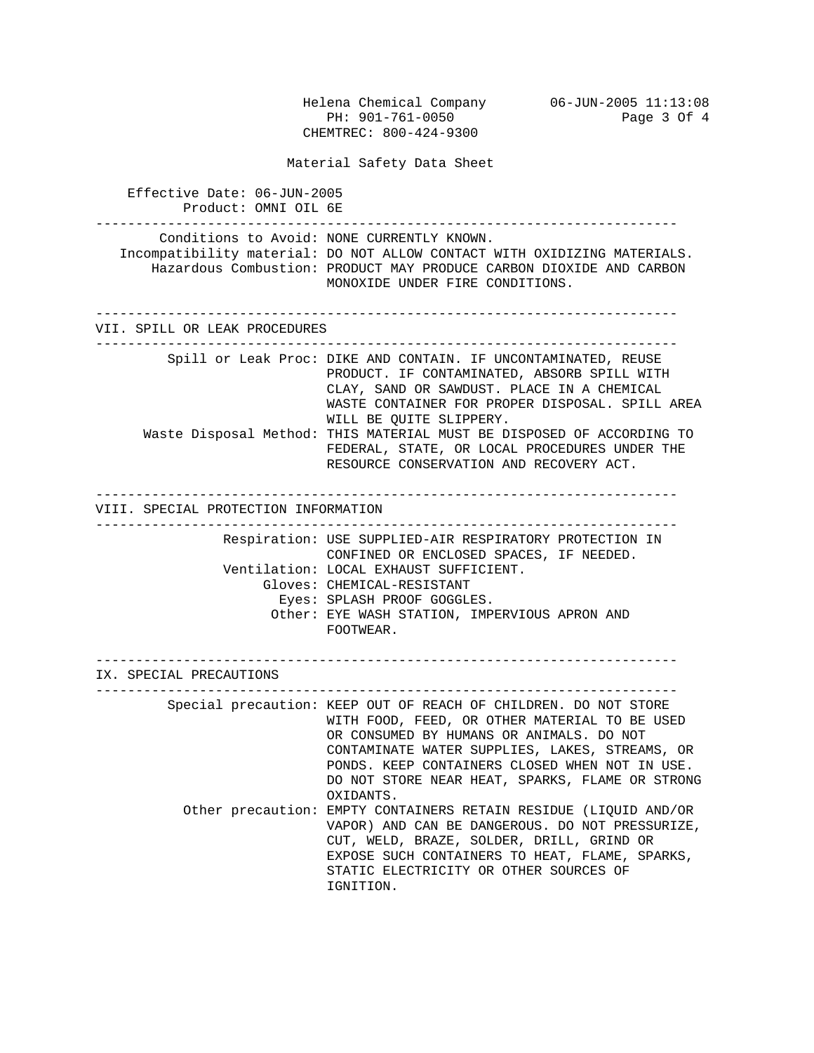Material Safety Data Sheet

Effective Date: 06-JUN-2005
Product: OMNI OIL 6E

---

**Conditions to Avoid:** NONE CURRENTLY KNOWN.
**Incompatibility material:** DO NOT ALLOW CONTACT WITH OXIDIZING MATERIALS.
**Hazardous Combustion:** PRODUCT MAY PRODUCE CARBON DIOXIDE AND CARBON MONOXIDE UNDER FIRE CONDITIONS.

---

## VII. SPILL OR LEAK PROCEDURES

---

**Spill or Leak Proc:** DIKE AND CONTAIN. IF UNCONTAMINATED, REUSE PRODUCT. IF CONTAMINATED, ABSORB SPILL WITH CLAY, SAND OR SAWDUST. PLACE IN A CHEMICAL WASTE CONTAINER FOR PROPER DISPOSAL. SPILL AREA WILL BE QUITE SLIPPERY.
**Waste Disposal Method:** THIS MATERIAL MUST BE DISPOSED OF ACCORDING TO FEDERAL, STATE, OR LOCAL PROCEDURES UNDER THE RESOURCE CONSERVATION AND RECOVERY ACT.

---

## VIII. SPECIAL PROTECTION INFORMATION

---

**Respiration:** USE SUPPLIED-AIR RESPIRATORY PROTECTION IN CONFINED OR ENCLOSED SPACES, IF NEEDED.
**Ventilation:** LOCAL EXHAUST SUFFICIENT.
**Gloves:** CHEMICAL-RESISTANT
**Eyes:** SPLASH PROOF GOGGLES.
**Other:** EYE WASH STATION, IMPERVIOUS APRON AND FOOTWEAR.

---

## IX. SPECIAL PRECAUTIONS

---

**Special precaution:** KEEP OUT OF REACH OF CHILDREN. DO NOT STORE WITH FOOD, FEED, OR OTHER MATERIAL TO BE USED OR CONSUMED BY HUMANS OR ANIMALS. DO NOT CONTAMINATE WATER SUPPLIES, LAKES, STREAMS, OR PONDS. KEEP CONTAINERS CLOSED WHEN NOT IN USE. DO NOT STORE NEAR HEAT, SPARKS, FLAME OR STRONG OXIDANTS.
**Other precaution:** EMPTY CONTAINERS RETAIN RESIDUE (LIQUID AND/OR VAPOR) AND CAN BE DANGEROUS. DO NOT PRESSURIZE, CUT, WELD, BRAZE, SOLDER, DRILL, GRIND OR EXPOSE SUCH CONTAINERS TO HEAT, FLAME, SPARKS, STATIC ELECTRICITY OR OTHER SOURCES OF IGNITION.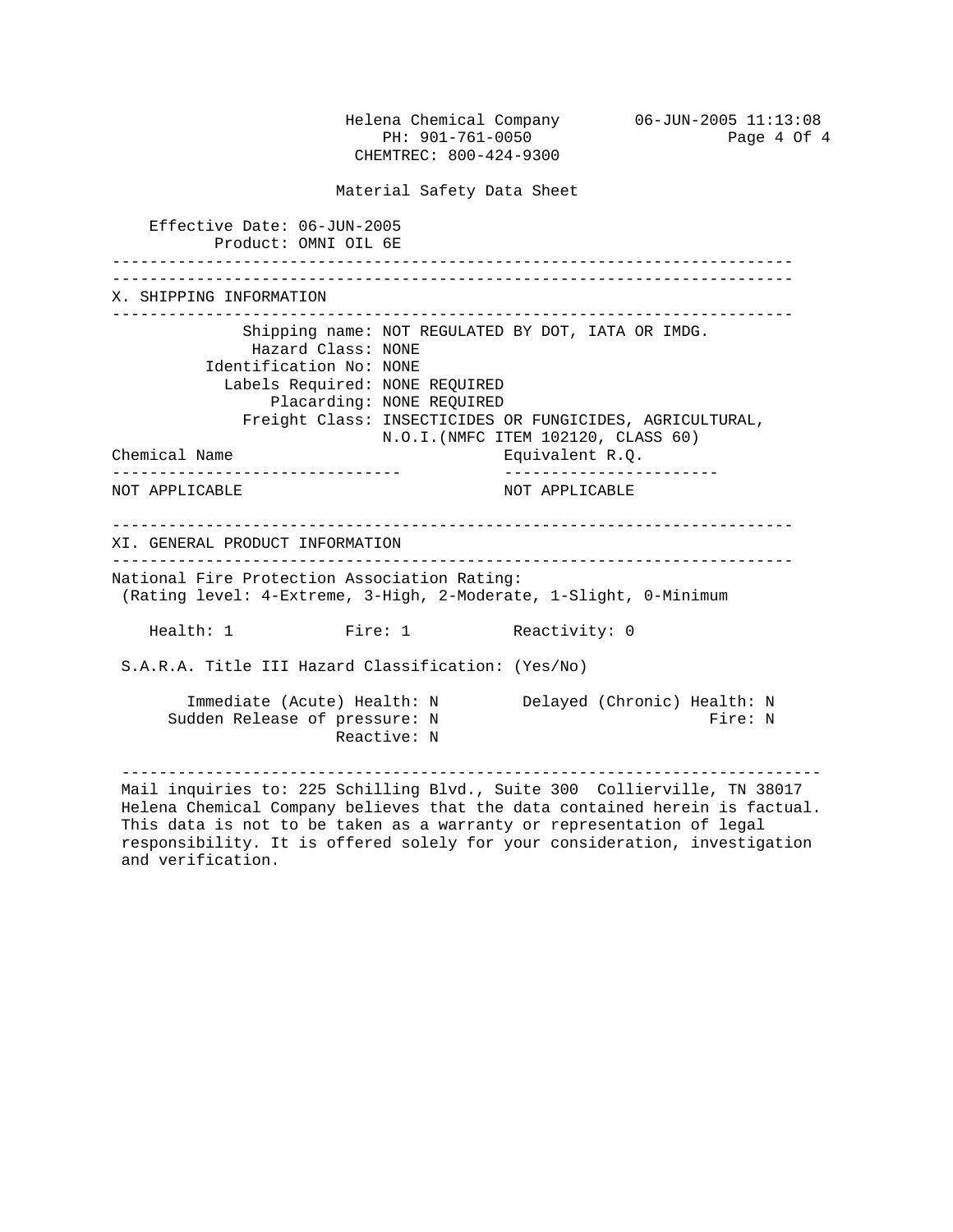Material Safety Data Sheet

Effective Date: 06-JUN-2005
Product: OMNI OIL 6E

## X. SHIPPING INFORMATION

Shipping name: NOT REGULATED BY DOT, IATA OR IMDG.
Hazard Class: NONE
Identification No: NONE
Labels Required: NONE REQUIRED
Placarding: NONE REQUIRED
Freight Class: INSECTICIDES OR FUNGICIDES, AGRICULTURAL, N.O.I.(NMFC ITEM 102120, CLASS 60)

| Chemical Name | Equivalent R.Q. |
|---|---|
| NOT APPLICABLE | NOT APPLICABLE |

## XI. GENERAL PRODUCT INFORMATION

National Fire Protection Association Rating:
(Rating level: 4-Extreme, 3-High, 2-Moderate, 1-Slight, 0-Minimum

Health: 1 Fire: 1 Reactivity: 0

S.A.R.A. Title III Hazard Classification: (Yes/No)

| | | | |
|---|---|---|---|
| Immediate (Acute) Health: | N | Delayed (Chronic) Health: | N |
| Sudden Release of pressure: | N | Fire: | N |
| Reactive: | N | | |

Mail inquiries to: 225 Schilling Blvd., Suite 300 Collierville, TN 38017
Helena Chemical Company believes that the data contained herein is factual. This data is not to be taken as a warranty or representation of legal responsibility. It is offered solely for your consideration, investigation and verification.